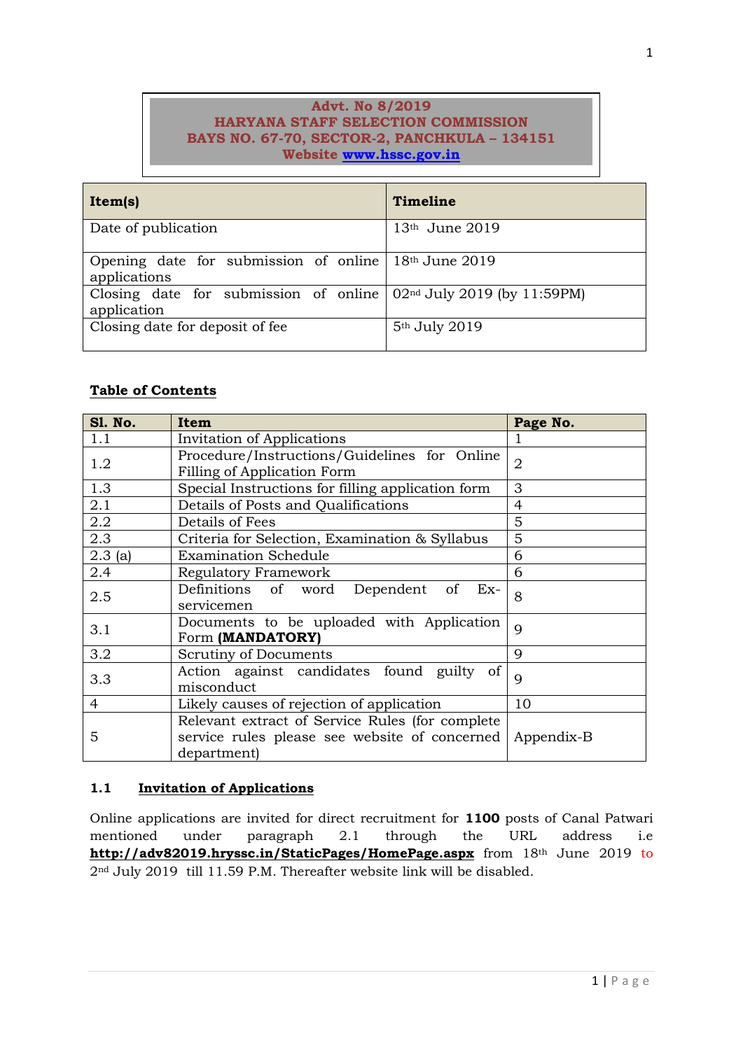**Advt. No 8/2019**
**HARYANA STAFF SELECTION COMMISSION**
**BAYS NO. 67-70, SECTOR-2, PANCHKULA – 134151**
**Website www.hssc.gov.in**

| **Item(s)** | **Timeline** |
|---|---|
| Date of publication | 13th June 2019 |
| Opening date for submission of online applications | 18th June 2019 |
| Closing date for submission of online application | 02nd July 2019 (by 11:59PM) |
| Closing date for deposit of fee | 5th July 2019 |

**Table of Contents**

| **Sl. No.** | **Item** | **Page No.** |
|---|---|---|
| 1.1 | Invitation of Applications | 1 |
| 1.2 | Procedure/Instructions/Guidelines for Online Filling of Application Form | 2 |
| 1.3 | Special Instructions for filling application form | 3 |
| 2.1 | Details of Posts and Qualifications | 4 |
| 2.2 | Details of Fees | 5 |
| 2.3 | Criteria for Selection, Examination & Syllabus | 5 |
| 2.3 (a) | Examination Schedule | 6 |
| 2.4 | Regulatory Framework | 6 |
| 2.5 | Definitions of word Dependent of Ex-servicemen | 8 |
| 3.1 | Documents to be uploaded with Application Form **(MANDATORY)** | 9 |
| 3.2 | Scrutiny of Documents | 9 |
| 3.3 | Action against candidates found guilty of misconduct | 9 |
| 4 | Likely causes of rejection of application | 10 |
| 5 | Relevant extract of Service Rules (for complete service rules please see website of concerned department) | Appendix-B |

### 1.1 Invitation of Applications

Online applications are invited for direct recruitment for **1100** posts of Canal Patwari mentioned under paragraph 2.1 through the URL address i.e **http://adv82019.hryssc.in/StaticPages/HomePage.aspx** from 18th June 2019 to 2nd July 2019 till 11.59 P.M. Thereafter website link will be disabled.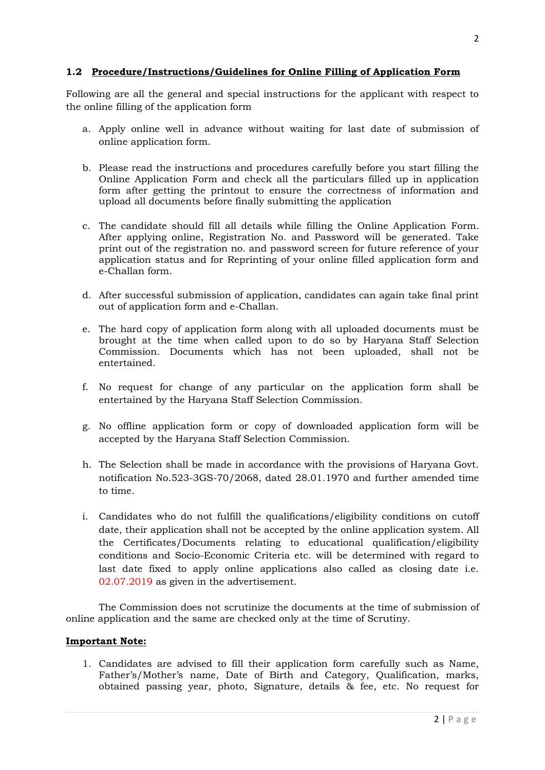### 1.2 Procedure/Instructions/Guidelines for Online Filling of Application Form

Following are all the general and special instructions for the applicant with respect to the online filling of the application form

a. Apply online well in advance without waiting for last date of submission of online application form.

b. Please read the instructions and procedures carefully before you start filling the Online Application Form and check all the particulars filled up in application form after getting the printout to ensure the correctness of information and upload all documents before finally submitting the application

c. The candidate should fill all details while filling the Online Application Form. After applying online, Registration No. and Password will be generated. Take print out of the registration no. and password screen for future reference of your application status and for Reprinting of your online filled application form and e-Challan form.

d. After successful submission of application, candidates can again take final print out of application form and e-Challan.

e. The hard copy of application form along with all uploaded documents must be brought at the time when called upon to do so by Haryana Staff Selection Commission. Documents which has not been uploaded, shall not be entertained.

f. No request for change of any particular on the application form shall be entertained by the Haryana Staff Selection Commission.

g. No offline application form or copy of downloaded application form will be accepted by the Haryana Staff Selection Commission.

h. The Selection shall be made in accordance with the provisions of Haryana Govt. notification No.523-3GS-70/2068, dated 28.01.1970 and further amended time to time.

i. Candidates who do not fulfill the qualifications/eligibility conditions on cutoff date, their application shall not be accepted by the online application system. All the Certificates/Documents relating to educational qualification/eligibility conditions and Socio-Economic Criteria etc. will be determined with regard to last date fixed to apply online applications also called as closing date i.e. 02.07.2019 as given in the advertisement.

The Commission does not scrutinize the documents at the time of submission of online application and the same are checked only at the time of Scrutiny.

**Important Note:**

1. Candidates are advised to fill their application form carefully such as Name, Father's/Mother's name, Date of Birth and Category, Qualification, marks, obtained passing year, photo, Signature, details & fee, etc. No request for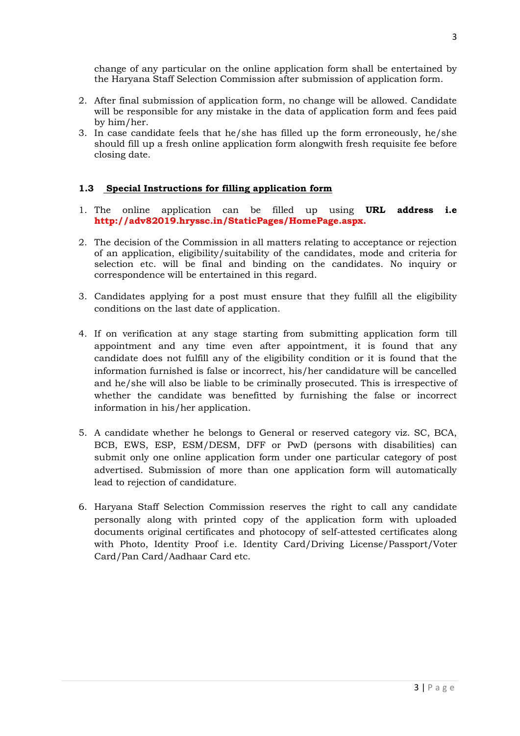change of any particular on the online application form shall be entertained by the Haryana Staff Selection Commission after submission of application form.

2. After final submission of application form, no change will be allowed. Candidate will be responsible for any mistake in the data of application form and fees paid by him/her.
3. In case candidate feels that he/she has filled up the form erroneously, he/she should fill up a fresh online application form alongwith fresh requisite fee before closing date.

### 1.3 Special Instructions for filling application form

1. The online application can be filled up using **URL address i.e** **http://adv82019.hryssc.in/StaticPages/HomePage.aspx.**

2. The decision of the Commission in all matters relating to acceptance or rejection of an application, eligibility/suitability of the candidates, mode and criteria for selection etc. will be final and binding on the candidates. No inquiry or correspondence will be entertained in this regard.

3. Candidates applying for a post must ensure that they fulfill all the eligibility conditions on the last date of application.

4. If on verification at any stage starting from submitting application form till appointment and any time even after appointment, it is found that any candidate does not fulfill any of the eligibility condition or it is found that the information furnished is false or incorrect, his/her candidature will be cancelled and he/she will also be liable to be criminally prosecuted. This is irrespective of whether the candidate was benefitted by furnishing the false or incorrect information in his/her application.

5. A candidate whether he belongs to General or reserved category viz. SC, BCA, BCB, EWS, ESP, ESM/DESM, DFF or PwD (persons with disabilities) can submit only one online application form under one particular category of post advertised. Submission of more than one application form will automatically lead to rejection of candidature.

6. Haryana Staff Selection Commission reserves the right to call any candidate personally along with printed copy of the application form with uploaded documents original certificates and photocopy of self-attested certificates along with Photo, Identity Proof i.e. Identity Card/Driving License/Passport/Voter Card/Pan Card/Aadhaar Card etc.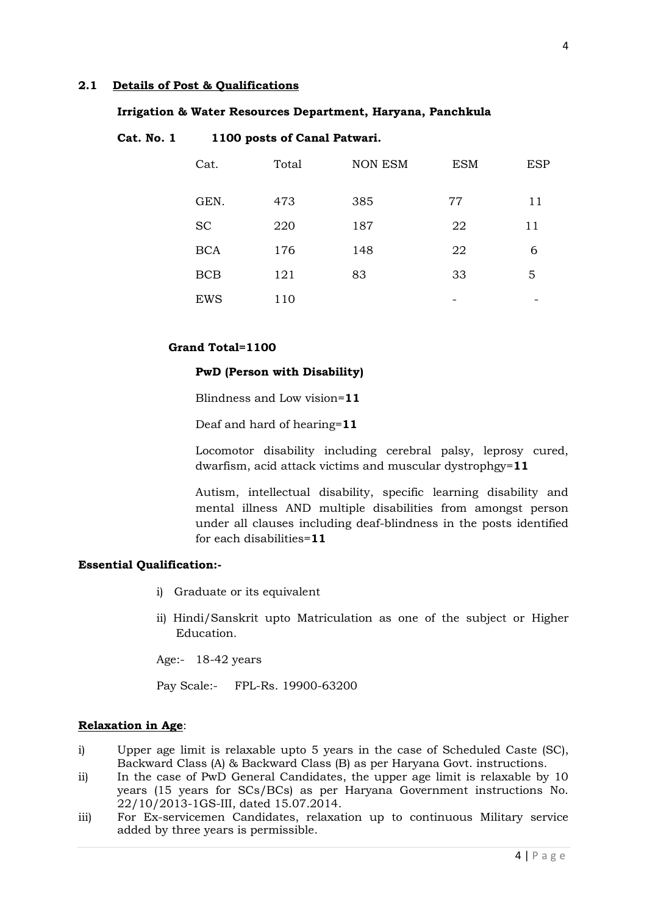### 2.1 Details of Post & Qualifications

**Irrigation & Water Resources Department, Haryana, Panchkula**

**Cat. No. 1 1100 posts of Canal Patwari.**

| Cat. | Total | NON ESM | ESM | ESP |
|---|---|---|---|---|
| GEN. | 473 | 385 | 77 | 11 |
| SC | 220 | 187 | 22 | 11 |
| BCA | 176 | 148 | 22 | 6 |
| BCB | 121 | 83 | 33 | 5 |
| EWS | 110 | | - | - |

**Grand Total=1100**

**PwD (Person with Disability)**

Blindness and Low vision=**11**

Deaf and hard of hearing=**11**

Locomotor disability including cerebral palsy, leprosy cured, dwarfism, acid attack victims and muscular dystrophgy=**11**

Autism, intellectual disability, specific learning disability and mental illness AND multiple disabilities from amongst person under all clauses including deaf-blindness in the posts identified for each disabilities=**11**

**Essential Qualification:-**

i) Graduate or its equivalent

ii) Hindi/Sanskrit upto Matriculation as one of the subject or Higher Education.

Age:- 18-42 years

Pay Scale:- FPL-Rs. 19900-63200

**Relaxation in Age**:

i) Upper age limit is relaxable upto 5 years in the case of Scheduled Caste (SC), Backward Class (A) & Backward Class (B) as per Haryana Govt. instructions.

ii) In the case of PwD General Candidates, the upper age limit is relaxable by 10 years (15 years for SCs/BCs) as per Haryana Government instructions No. 22/10/2013-1GS-III, dated 15.07.2014.

iii) For Ex-servicemen Candidates, relaxation up to continuous Military service added by three years is permissible.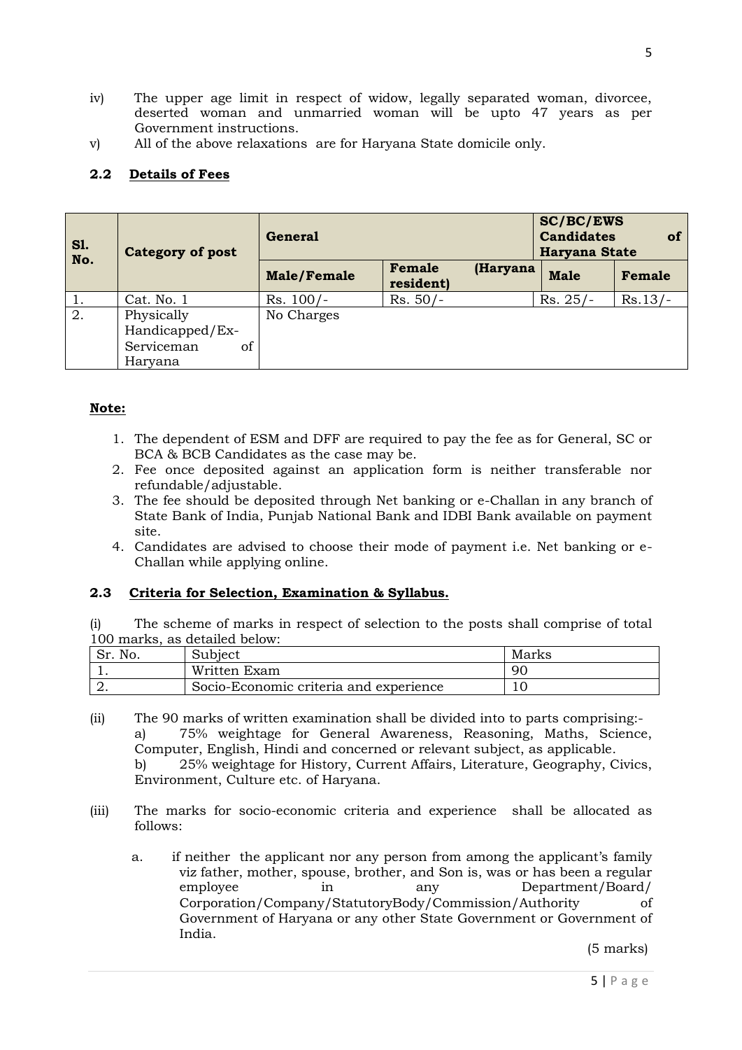iv) The upper age limit in respect of widow, legally separated woman, divorcee, deserted woman and unmarried woman will be upto 47 years as per Government instructions.

v) All of the above relaxations are for Haryana State domicile only.

### 2.2 Details of Fees

| Sl. No. | Category of post | General | | SC/BC/EWS Candidates of Haryana State | |
|---|---|---|---|---|---|
| | | Male/Female | Female (Haryana resident) | Male | Female |
| 1. | Cat. No. 1 | Rs. 100/- | Rs. 50/- | Rs. 25/- | Rs.13/- |
| 2. | Physically Handicapped/Ex-Serviceman of Haryana | No Charges | | | |

**Note:**

1. The dependent of ESM and DFF are required to pay the fee as for General, SC or BCA & BCB Candidates as the case may be.
2. Fee once deposited against an application form is neither transferable nor refundable/adjustable.
3. The fee should be deposited through Net banking or e-Challan in any branch of State Bank of India, Punjab National Bank and IDBI Bank available on payment site.
4. Candidates are advised to choose their mode of payment i.e. Net banking or e-Challan while applying online.

### 2.3 Criteria for Selection, Examination & Syllabus.

(i) The scheme of marks in respect of selection to the posts shall comprise of total 100 marks, as detailed below:

| Sr. No. | Subject | Marks |
|---|---|---|
| 1. | Written Exam | 90 |
| 2. | Socio-Economic criteria and experience | 10 |

(ii) The 90 marks of written examination shall be divided into to parts comprising:-
 a) 75% weightage for General Awareness, Reasoning, Maths, Science, Computer, English, Hindi and concerned or relevant subject, as applicable.
 b) 25% weightage for History, Current Affairs, Literature, Geography, Civics, Environment, Culture etc. of Haryana.

(iii) The marks for socio-economic criteria and experience shall be allocated as follows:

a. if neither the applicant nor any person from among the applicant's family viz father, mother, spouse, brother, and Son is, was or has been a regular employee in any Department/Board/ Corporation/Company/StatutoryBody/Commission/Authority of Government of Haryana or any other State Government or Government of India.

(5 marks)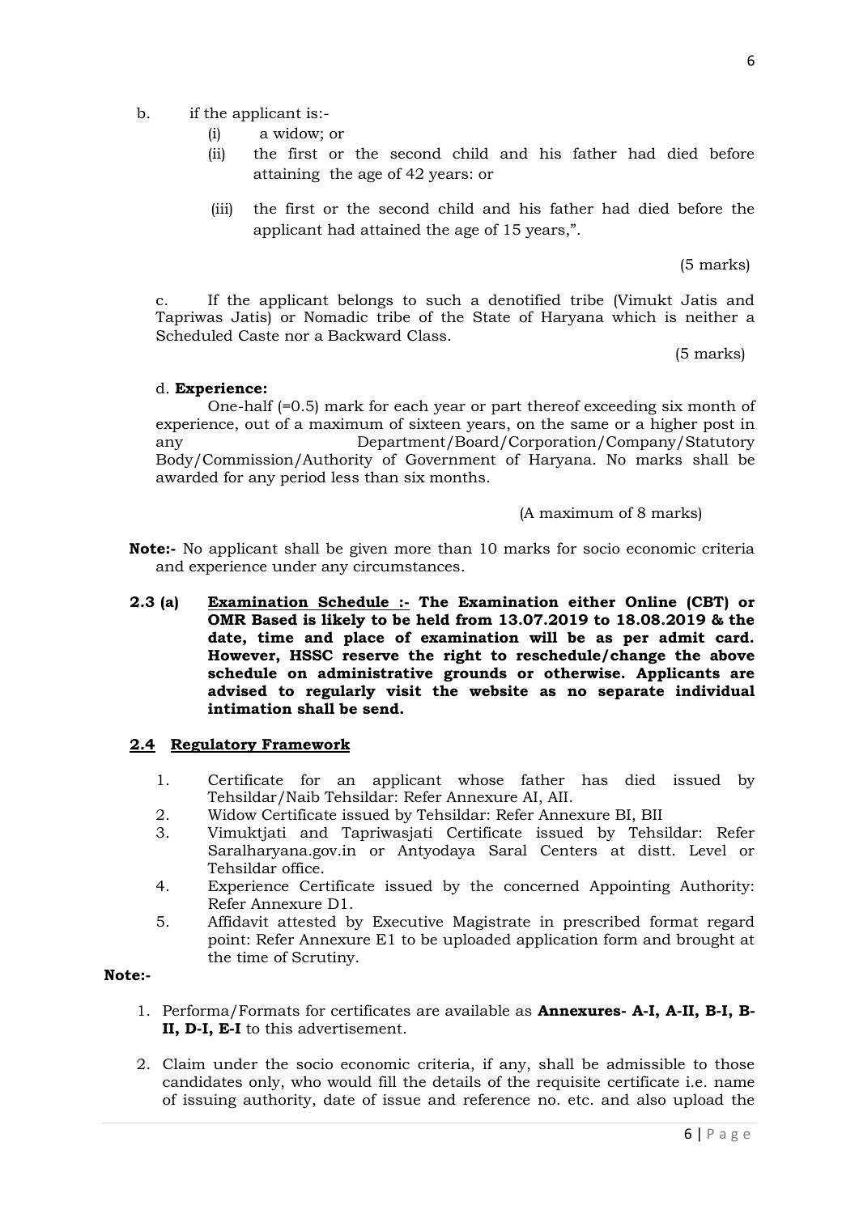b. if the applicant is:-

   (i) a widow; or

   (ii) the first or the second child and his father had died before attaining the age of 42 years: or

   (iii) the first or the second child and his father had died before the applicant had attained the age of 15 years,".

(5 marks)

c. If the applicant belongs to such a denotified tribe (Vimukt Jatis and Tapriwas Jatis) or Nomadic tribe of the State of Haryana which is neither a Scheduled Caste nor a Backward Class.

(5 marks)

d. **Experience:**

One-half (=0.5) mark for each year or part thereof exceeding six month of experience, out of a maximum of sixteen years, on the same or a higher post in any Department/Board/Corporation/Company/Statutory Body/Commission/Authority of Government of Haryana. No marks shall be awarded for any period less than six months.

(A maximum of 8 marks)

**Note:-** No applicant shall be given more than 10 marks for socio economic criteria and experience under any circumstances.

**2.3 (a) <u>Examination Schedule :-</u> The Examination either Online (CBT) or OMR Based is likely to be held from 13.07.2019 to 18.08.2019 & the date, time and place of examination will be as per admit card. However, HSSC reserve the right to reschedule/change the above schedule on administrative grounds or otherwise. Applicants are advised to regularly visit the website as no separate individual intimation shall be send.**

**<u>2.4 Regulatory Framework</u>**

1. Certificate for an applicant whose father has died issued by Tehsildar/Naib Tehsildar: Refer Annexure AI, AII.
2. Widow Certificate issued by Tehsildar: Refer Annexure BI, BII
3. Vimuktjati and Tapriwasjati Certificate issued by Tehsildar: Refer Saralharyana.gov.in or Antyodaya Saral Centers at distt. Level or Tehsildar office.
4. Experience Certificate issued by the concerned Appointing Authority: Refer Annexure D1.
5. Affidavit attested by Executive Magistrate in prescribed format regard point: Refer Annexure E1 to be uploaded application form and brought at the time of Scrutiny.

**Note:-**

1. Performa/Formats for certificates are available as **Annexures- A-I, A-II, B-I, B-II, D-I, E-I** to this advertisement.
2. Claim under the socio economic criteria, if any, shall be admissible to those candidates only, who would fill the details of the requisite certificate i.e. name of issuing authority, date of issue and reference no. etc. and also upload the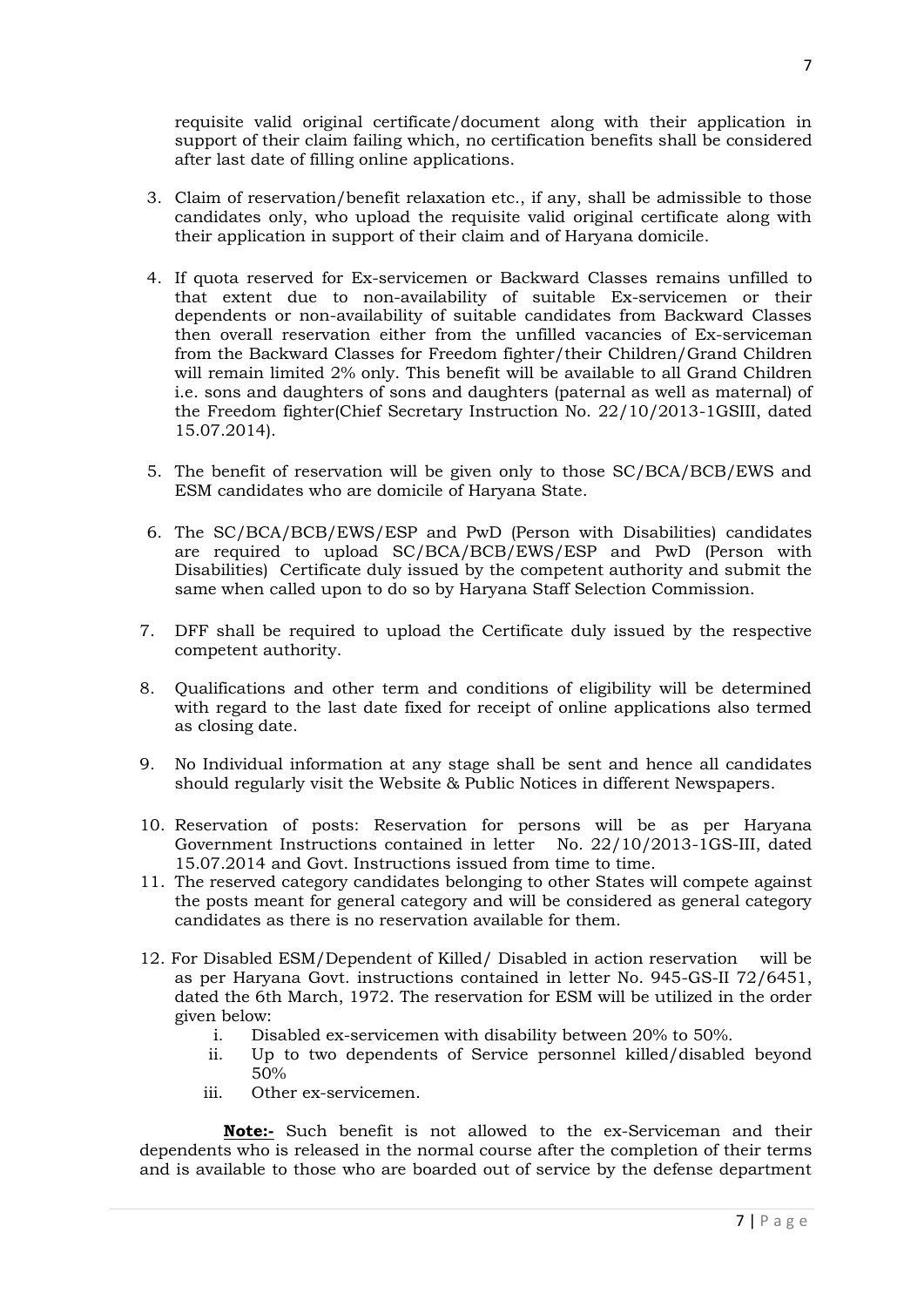requisite valid original certificate/document along with their application in support of their claim failing which, no certification benefits shall be considered after last date of filling online applications.

3. Claim of reservation/benefit relaxation etc., if any, shall be admissible to those candidates only, who upload the requisite valid original certificate along with their application in support of their claim and of Haryana domicile.

4. If quota reserved for Ex-servicemen or Backward Classes remains unfilled to that extent due to non-availability of suitable Ex-servicemen or their dependents or non-availability of suitable candidates from Backward Classes then overall reservation either from the unfilled vacancies of Ex-serviceman from the Backward Classes for Freedom fighter/their Children/Grand Children will remain limited 2% only. This benefit will be available to all Grand Children i.e. sons and daughters of sons and daughters (paternal as well as maternal) of the Freedom fighter(Chief Secretary Instruction No. 22/10/2013-1GSIII, dated 15.07.2014).

5. The benefit of reservation will be given only to those SC/BCA/BCB/EWS and ESM candidates who are domicile of Haryana State.

6. The SC/BCA/BCB/EWS/ESP and PwD (Person with Disabilities) candidates are required to upload SC/BCA/BCB/EWS/ESP and PwD (Person with Disabilities) Certificate duly issued by the competent authority and submit the same when called upon to do so by Haryana Staff Selection Commission.

7. DFF shall be required to upload the Certificate duly issued by the respective competent authority.

8. Qualifications and other term and conditions of eligibility will be determined with regard to the last date fixed for receipt of online applications also termed as closing date.

9. No Individual information at any stage shall be sent and hence all candidates should regularly visit the Website & Public Notices in different Newspapers.

10. Reservation of posts: Reservation for persons will be as per Haryana Government Instructions contained in letter No. 22/10/2013-1GS-III, dated 15.07.2014 and Govt. Instructions issued from time to time.

11. The reserved category candidates belonging to other States will compete against the posts meant for general category and will be considered as general category candidates as there is no reservation available for them.

12. For Disabled ESM/Dependent of Killed/ Disabled in action reservation will be as per Haryana Govt. instructions contained in letter No. 945-GS-II 72/6451, dated the 6th March, 1972. The reservation for ESM will be utilized in the order given below:
    i. Disabled ex-servicemen with disability between 20% to 50%.
    ii. Up to two dependents of Service personnel killed/disabled beyond 50%
    iii. Other ex-servicemen.

**Note:-** Such benefit is not allowed to the ex-Serviceman and their dependents who is released in the normal course after the completion of their terms and is available to those who are boarded out of service by the defense department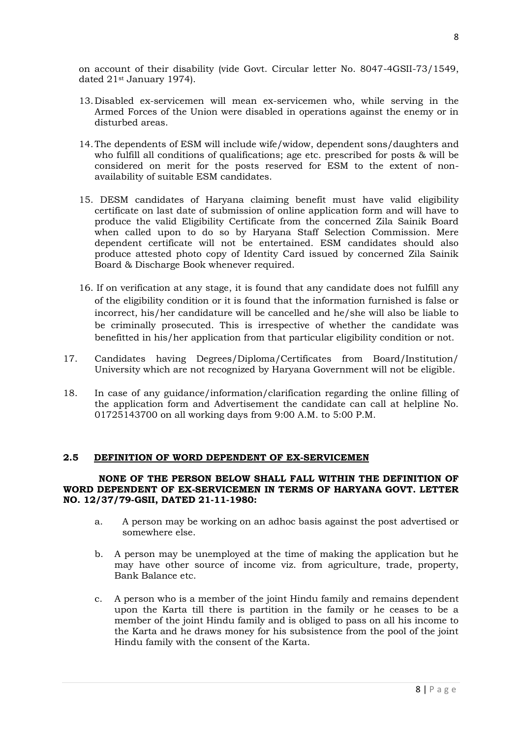on account of their disability (vide Govt. Circular letter No. 8047-4GSII-73/1549, dated 21st January 1974).

13. Disabled ex-servicemen will mean ex-servicemen who, while serving in the Armed Forces of the Union were disabled in operations against the enemy or in disturbed areas.

14. The dependents of ESM will include wife/widow, dependent sons/daughters and who fulfill all conditions of qualifications; age etc. prescribed for posts & will be considered on merit for the posts reserved for ESM to the extent of non-availability of suitable ESM candidates.

15. DESM candidates of Haryana claiming benefit must have valid eligibility certificate on last date of submission of online application form and will have to produce the valid Eligibility Certificate from the concerned Zila Sainik Board when called upon to do so by Haryana Staff Selection Commission. Mere dependent certificate will not be entertained. ESM candidates should also produce attested photo copy of Identity Card issued by concerned Zila Sainik Board & Discharge Book whenever required.

16. If on verification at any stage, it is found that any candidate does not fulfill any of the eligibility condition or it is found that the information furnished is false or incorrect, his/her candidature will be cancelled and he/she will also be liable to be criminally prosecuted. This is irrespective of whether the candidate was benefitted in his/her application from that particular eligibility condition or not.

17. Candidates having Degrees/Diploma/Certificates from Board/Institution/ University which are not recognized by Haryana Government will not be eligible.

18. In case of any guidance/information/clarification regarding the online filling of the application form and Advertisement the candidate can call at helpline No. 01725143700 on all working days from 9:00 A.M. to 5:00 P.M.

## 2.5 DEFINITION OF WORD DEPENDENT OF EX-SERVICEMEN

**NONE OF THE PERSON BELOW SHALL FALL WITHIN THE DEFINITION OF WORD DEPENDENT OF EX-SERVICEMEN IN TERMS OF HARYANA GOVT. LETTER NO. 12/37/79-GSII, DATED 21-11-1980:**

a. A person may be working on an adhoc basis against the post advertised or somewhere else.

b. A person may be unemployed at the time of making the application but he may have other source of income viz. from agriculture, trade, property, Bank Balance etc.

c. A person who is a member of the joint Hindu family and remains dependent upon the Karta till there is partition in the family or he ceases to be a member of the joint Hindu family and is obliged to pass on all his income to the Karta and he draws money for his subsistence from the pool of the joint Hindu family with the consent of the Karta.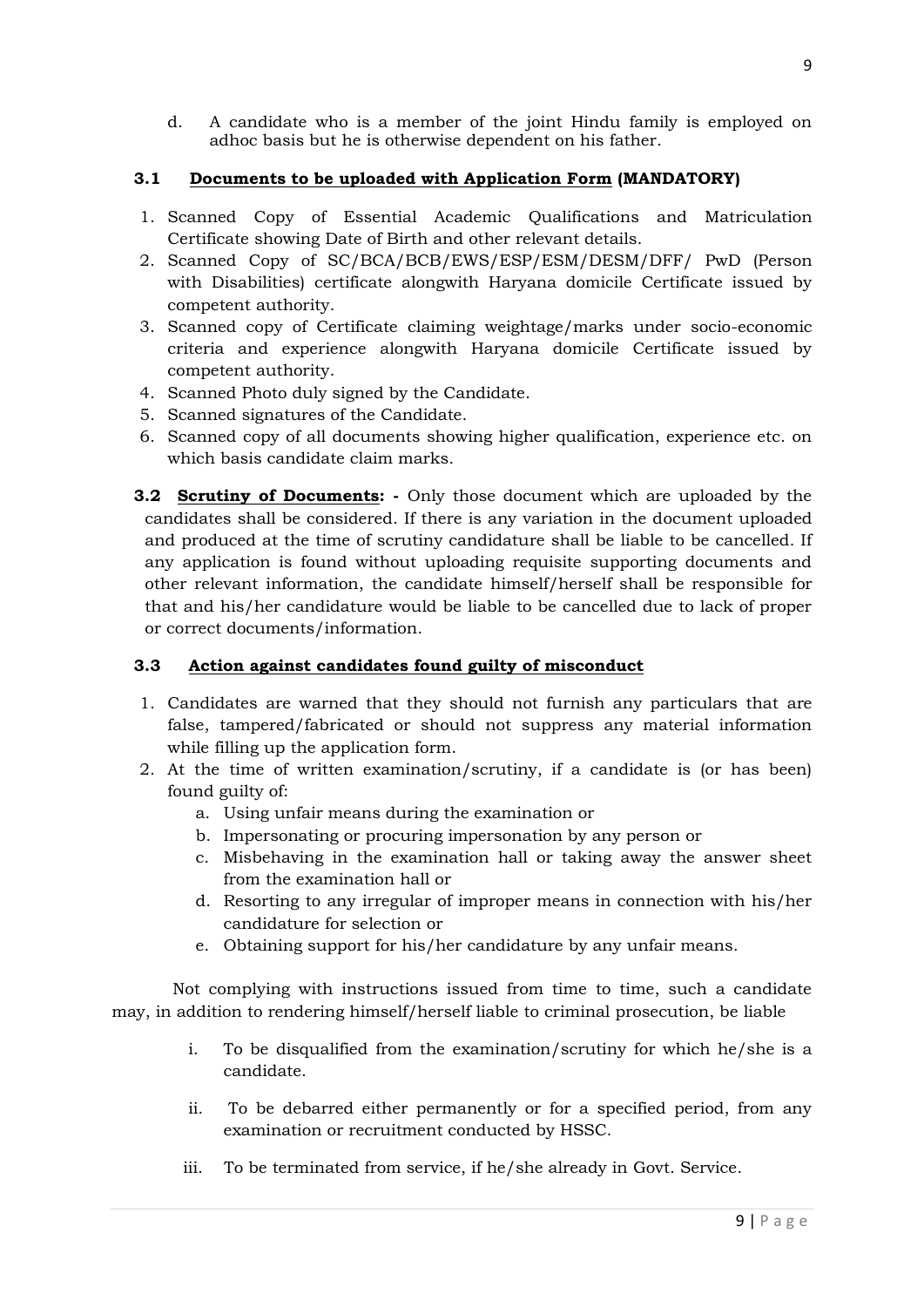d. A candidate who is a member of the joint Hindu family is employed on adhoc basis but he is otherwise dependent on his father.

### 3.1 Documents to be uploaded with Application Form (MANDATORY)

1. Scanned Copy of Essential Academic Qualifications and Matriculation Certificate showing Date of Birth and other relevant details.
2. Scanned Copy of SC/BCA/BCB/EWS/ESP/ESM/DESM/DFF/ PwD (Person with Disabilities) certificate alongwith Haryana domicile Certificate issued by competent authority.
3. Scanned copy of Certificate claiming weightage/marks under socio-economic criteria and experience alongwith Haryana domicile Certificate issued by competent authority.
4. Scanned Photo duly signed by the Candidate.
5. Scanned signatures of the Candidate.
6. Scanned copy of all documents showing higher qualification, experience etc. on which basis candidate claim marks.

**3.2 Scrutiny of Documents: -** Only those document which are uploaded by the candidates shall be considered. If there is any variation in the document uploaded and produced at the time of scrutiny candidature shall be liable to be cancelled. If any application is found without uploading requisite supporting documents and other relevant information, the candidate himself/herself shall be responsible for that and his/her candidature would be liable to be cancelled due to lack of proper or correct documents/information.

### 3.3 Action against candidates found guilty of misconduct

1. Candidates are warned that they should not furnish any particulars that are false, tampered/fabricated or should not suppress any material information while filling up the application form.
2. At the time of written examination/scrutiny, if a candidate is (or has been) found guilty of:
   a. Using unfair means during the examination or
   b. Impersonating or procuring impersonation by any person or
   c. Misbehaving in the examination hall or taking away the answer sheet from the examination hall or
   d. Resorting to any irregular of improper means in connection with his/her candidature for selection or
   e. Obtaining support for his/her candidature by any unfair means.

Not complying with instructions issued from time to time, such a candidate may, in addition to rendering himself/herself liable to criminal prosecution, be liable

i. To be disqualified from the examination/scrutiny for which he/she is a candidate.

ii. To be debarred either permanently or for a specified period, from any examination or recruitment conducted by HSSC.

iii. To be terminated from service, if he/she already in Govt. Service.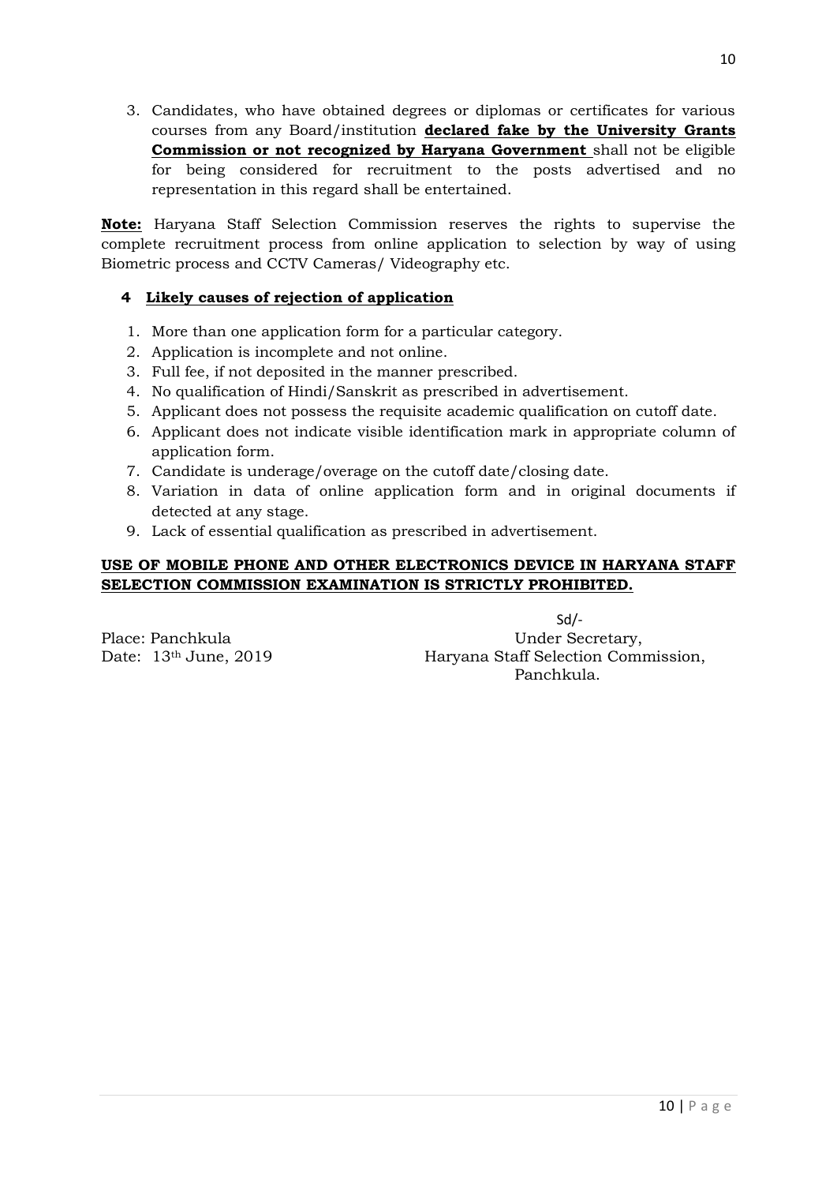3. Candidates, who have obtained degrees or diplomas or certificates for various courses from any Board/institution **declared fake by the University Grants Commission or not recognized by Haryana Government** shall not be eligible for being considered for recruitment to the posts advertised and no representation in this regard shall be entertained.

**Note:** Haryana Staff Selection Commission reserves the rights to supervise the complete recruitment process from online application to selection by way of using Biometric process and CCTV Cameras/ Videography etc.

### 4 Likely causes of rejection of application

1. More than one application form for a particular category.
2. Application is incomplete and not online.
3. Full fee, if not deposited in the manner prescribed.
4. No qualification of Hindi/Sanskrit as prescribed in advertisement.
5. Applicant does not possess the requisite academic qualification on cutoff date.
6. Applicant does not indicate visible identification mark in appropriate column of application form.
7. Candidate is underage/overage on the cutoff date/closing date.
8. Variation in data of online application form and in original documents if detected at any stage.
9. Lack of essential qualification as prescribed in advertisement.

**USE OF MOBILE PHONE AND OTHER ELECTRONICS DEVICE IN HARYANA STAFF SELECTION COMMISSION EXAMINATION IS STRICTLY PROHIBITED.**

Sd/-

Under Secretary,
Haryana Staff Selection Commission,
Panchkula.

Place: Panchkula
Date: 13th June, 2019